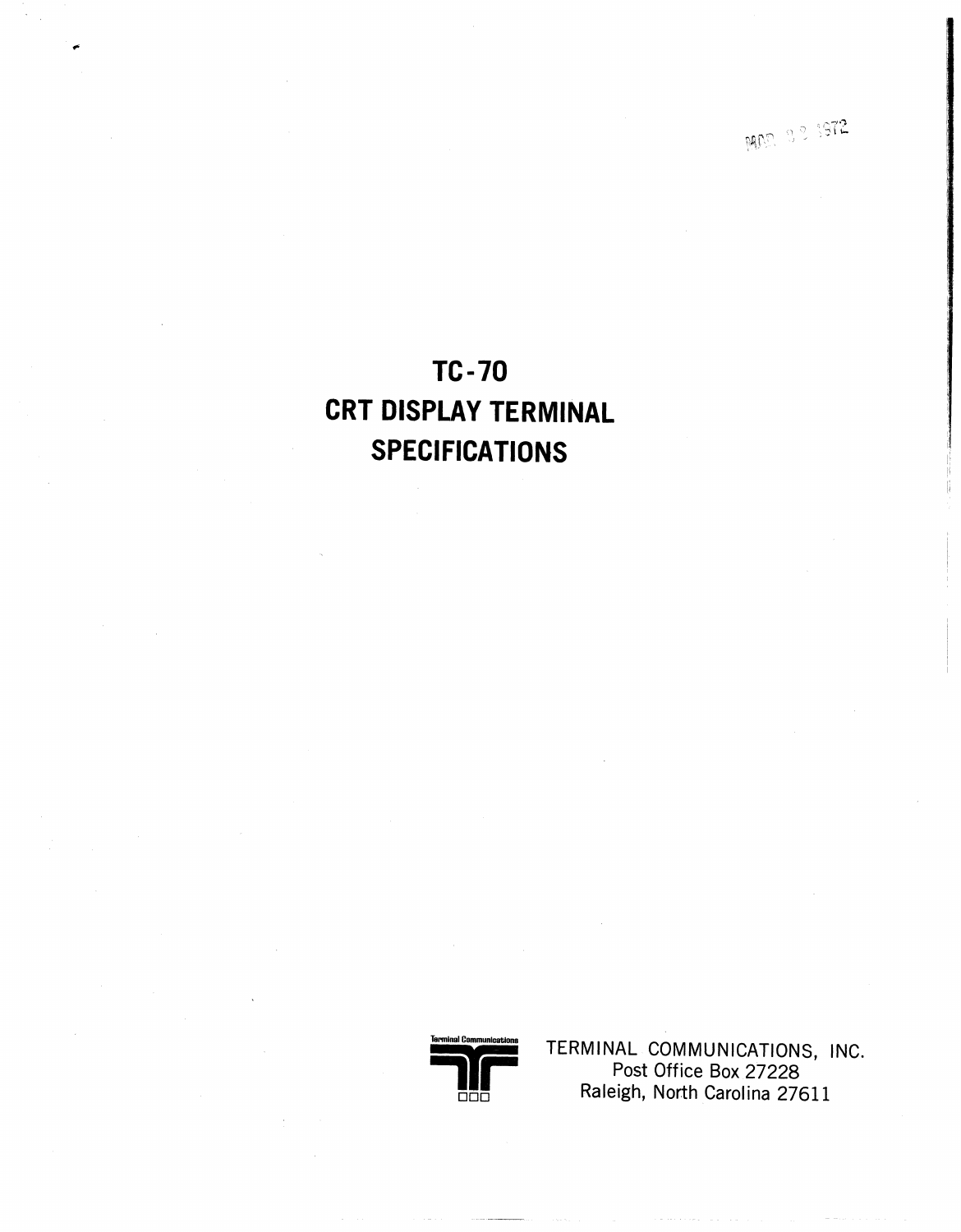MAR 2 2 1972

# TC-70
# CRT DISPLAY TERMINAL
# SPECIFICATIONS

Terminal Communications

TERMINAL COMMUNICATIONS, INC.
Post Office Box 27228
Raleigh, North Carolina 27611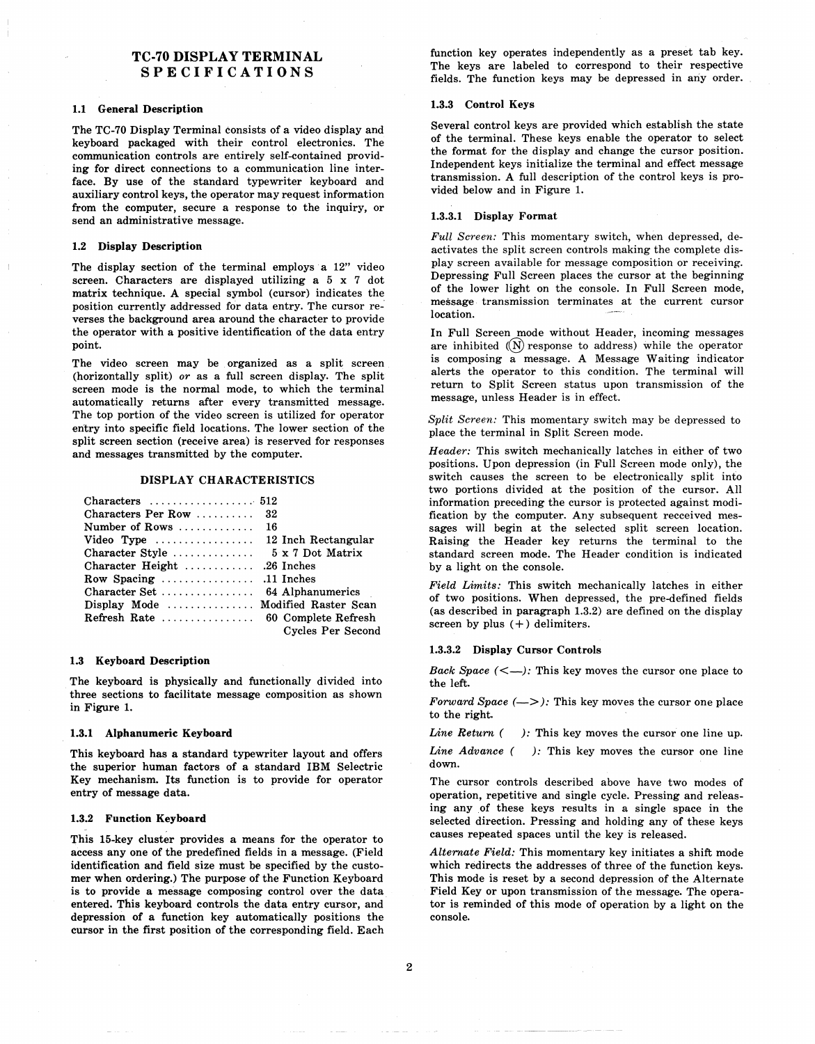# TC-70 DISPLAY TERMINAL SPECIFICATIONS

### 1.1 General Description

The TC-70 Display Terminal consists of a video display and keyboard packaged with their control electronics. The communication controls are entirely self-contained providing for direct connections to a communication line interface. By use of the standard typewriter keyboard and auxiliary control keys, the operator may request information from the computer, secure a response to the inquiry, or send an administrative message.

### 1.2 Display Description

The display section of the terminal employs a 12" video screen. Characters are displayed utilizing a 5 x 7 dot matrix technique. A special symbol (cursor) indicates the position currently addressed for data entry. The cursor reverses the background area around the character to provide the operator with a positive identification of the data entry point.

The video screen may be organized as a split screen (horizontally split) *or* as a full screen display. The split screen mode is the normal mode, to which the terminal automatically returns after every transmitted message. The top portion of the video screen is utilized for operator entry into specific field locations. The lower section of the split screen section (receive area) is reserved for responses and messages transmitted by the computer.

#### DISPLAY CHARACTERISTICS

| | |
|---|---|
| Characters | 512 |
| Characters Per Row | 32 |
| Number of Rows | 16 |
| Video Type | 12 Inch Rectangular |
| Character Style | 5 x 7 Dot Matrix |
| Character Height | .26 Inches |
| Row Spacing | .11 Inches |
| Character Set | 64 Alphanumerics |
| Display Mode | Modified Raster Scan |
| Refresh Rate | 60 Complete Refresh Cycles Per Second |

### 1.3 Keyboard Description

The keyboard is physically and functionally divided into three sections to facilitate message composition as shown in Figure 1.

#### 1.3.1 Alphanumeric Keyboard

This keyboard has a standard typewriter layout and offers the superior human factors of a standard IBM Selectric Key mechanism. Its function is to provide for operator entry of message data.

#### 1.3.2 Function Keyboard

This 15-key cluster provides a means for the operator to access any one of the predefined fields in a message. (Field identification and field size must be specified by the customer when ordering.) The purpose of the Function Keyboard is to provide a message composing control over the data entered. This keyboard controls the data entry cursor, and depression of a function key automatically positions the cursor in the first position of the corresponding field. Each function key operates independently as a preset tab key. The keys are labeled to correspond to their respective fields. The function keys may be depressed in any order.

#### 1.3.3 Control Keys

Several control keys are provided which establish the state of the terminal. These keys enable the operator to select the format for the display and change the cursor position. Independent keys initialize the terminal and effect message transmission. A full description of the control keys is provided below and in Figure 1.

##### 1.3.3.1 Display Format

*Full Screen:* This momentary switch, when depressed, deactivates the split screen controls making the complete display screen available for message composition or receiving. Depressing Full Screen places the cursor at the beginning of the lower light on the console. In Full Screen mode, message transmission terminates at the current cursor location.

In Full Screen mode without Header, incoming messages are inhibited (Ⓝ response to address) while the operator is composing a message. A Message Waiting indicator alerts the operator to this condition. The terminal will return to Split Screen status upon transmission of the message, unless Header is in effect.

*Split Screen:* This momentary switch may be depressed to place the terminal in Split Screen mode.

*Header:* This switch mechanically latches in either of two positions. Upon depression (in Full Screen mode only), the switch causes the screen to be electronically split into two portions divided at the position of the cursor. All information preceding the cursor is protected against modification by the computer. Any subsequent recceived messages will begin at the selected split screen location. Raising the Header key returns the terminal to the standard screen mode. The Header condition is indicated by a light on the console.

*Field Limits:* This switch mechanically latches in either of two positions. When depressed, the pre-defined fields (as described in paragraph 1.3.2) are defined on the display screen by plus (+) delimiters.

##### 1.3.3.2 Display Cursor Controls

*Back Space (<—):* This key moves the cursor one place to the left.

*Forward Space (—>):* This key moves the cursor one place to the right.

*Line Return (   ):* This key moves the cursor one line up.

*Line Advance (   ):* This key moves the cursor one line down.

The cursor controls described above have two modes of operation, repetitive and single cycle. Pressing and releasing any of these keys results in a single space in the selected direction. Pressing and holding any of these keys causes repeated spaces until the key is released.

*Alternate Field:* This momentary key initiates a shift mode which redirects the addresses of three of the function keys. This mode is reset by a second depression of the Alternate Field Key or upon transmission of the message. The operator is reminded of this mode of operation by a light on the console.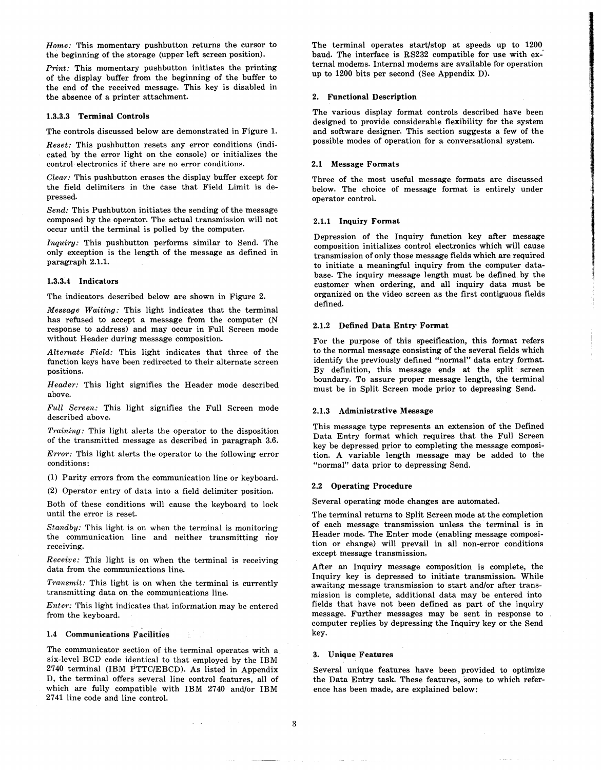*Home:* This momentary pushbutton returns the cursor to the beginning of the storage (upper left screen position).

*Print:* This momentary pushbutton initiates the printing of the display buffer from the beginning of the buffer to the end of the received message. This key is disabled in the absence of a printer attachment.

#### 1.3.3.3 Terminal Controls

The controls discussed below are demonstrated in Figure 1.

*Reset:* This pushbutton resets any error conditions (indicated by the error light on the console) or initializes the control electronics if there are no error conditions.

*Clear:* This pushbutton erases the display buffer except for the field delimiters in the case that Field Limit is depressed.

*Send:* This Pushbutton initiates the sending of the message composed by the operator. The actual transmission will not occur until the terminal is polled by the computer.

*Inquiry:* This pushbutton performs similar to Send. The only exception is the length of the message as defined in paragraph 2.1.1.

#### 1.3.3.4 Indicators

The indicators described below are shown in Figure 2.

*Message Waiting:* This light indicates that the terminal has refused to accept a message from the computer (N response to address) and may occur in Full Screen mode without Header during message composition.

*Alternate Field:* This light indicates that three of the function keys have been redirected to their alternate screen positions.

*Header:* This light signifies the Header mode described above.

*Full Screen:* This light signifies the Full Screen mode described above.

*Training:* This light alerts the operator to the disposition of the transmitted message as described in paragraph 3.6.

*Error:* This light alerts the operator to the following error conditions:

(1) Parity errors from the communication line or keyboard.

(2) Operator entry of data into a field delimiter position.

Both of these conditions will cause the keyboard to lock until the error is reset.

*Standby:* This light is on when the terminal is monitoring the communication line and neither transmitting nor receiving.

*Receive:* This light is on when the terminal is receiving data from the communications line.

*Transmit:* This light is on when the terminal is currently transmitting data on the communications line.

*Enter:* This light indicates that information may be entered from the keyboard.

### 1.4 Communications Facilities

The communicator section of the terminal operates with a six-level BCD code identical to that employed by the IBM 2740 terminal (IBM PTTC/EBCD). As listed in Appendix D, the terminal offers several line control features, all of which are fully compatible with IBM 2740 and/or IBM 2741 line code and line control.

The terminal operates start/stop at speeds up to 1200 baud. The interface is RS232 compatible for use with external modems. Internal modems are available for operation up to 1200 bits per second (See Appendix D).

## 2. Functional Description

The various display format controls described have been designed to provide considerable flexibility for the system and software designer. This section suggests a few of the possible modes of operation for a conversational system.

### 2.1 Message Formats

Three of the most useful message formats are discussed below. The choice of message format is entirely under operator control.

#### 2.1.1 Inquiry Format

Depression of the Inquiry function key after message composition initializes control electronics which will cause transmission of only those message fields which are required to initiate a meaningful inquiry from the computer database. The inquiry message length must be defined by the customer when ordering, and all inquiry data must be organized on the video screen as the first contiguous fields defined.

#### 2.1.2 Defined Data Entry Format

For the purpose of this specification, this format refers to the normal message consisting of the several fields which identify the previously defined "normal" data entry format. By definition, this message ends at the split screen boundary. To assure proper message length, the terminal must be in Split Screen mode prior to depressing Send.

#### 2.1.3 Administrative Message

This message type represents an extension of the Defined Data Entry format which requires that the Full Screen key be depressed prior to completing the message composition. A variable length message may be added to the "normal" data prior to depressing Send.

### 2.2 Operating Procedure

Several operating mode changes are automated.

The terminal returns to Split Screen mode at the completion of each message transmission unless the terminal is in Header mode. The Enter mode (enabling message composition or change) will prevail in all non-error conditions except message transmission.

After an Inquiry message composition is complete, the Inquiry key is depressed to initiate transmission. While awaiting message transmission to start and/or after transmission is complete, additional data may be entered into fields that have not been defined as part of the inquiry message. Further messages may be sent in response to computer replies by depressing the Inquiry key or the Send key.

## 3. Unique Features

Several unique features have been provided to optimize the Data Entry task. These features, some to which reference has been made, are explained below: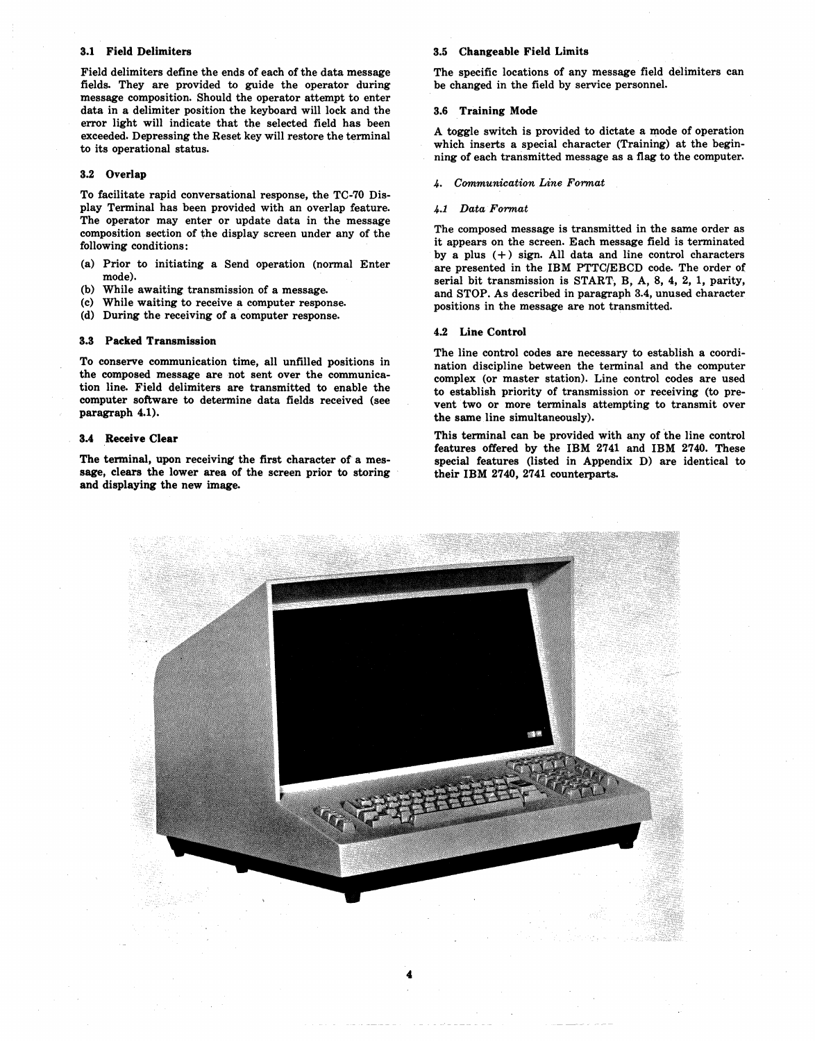### 3.1 Field Delimiters

Field delimiters define the ends of each of the data message fields. They are provided to guide the operator during message composition. Should the operator attempt to enter data in a delimiter position the keyboard will lock and the error light will indicate that the selected field has been exceeded. Depressing the Reset key will restore the terminal to its operational status.

### 3.2 Overlap

To facilitate rapid conversational response, the TC-70 Display Terminal has been provided with an overlap feature. The operator may enter or update data in the message composition section of the display screen under any of the following conditions:

(a) Prior to initiating a Send operation (normal Enter mode).
(b) While awaiting transmission of a message.
(c) While waiting to receive a computer response.
(d) During the receiving of a computer response.

### 3.3 Packed Transmission

To conserve communication time, all unfilled positions in the composed message are not sent over the communication line. Field delimiters are transmitted to enable the computer software to determine data fields received (see paragraph 4.1).

### 3.4 Receive Clear

**The terminal, upon receiving the first character of a message, clears the lower area of the screen prior to storing and displaying the new image.**

### 3.5 Changeable Field Limits

The specific locations of any message field delimiters can be changed in the field by service personnel.

### 3.6 Training Mode

A toggle switch is provided to dictate a mode of operation which inserts a special character (Training) at the beginning of each transmitted message as a flag to the computer.

## *4. Communication Line Format*

### *4.1 Data Format*

The composed message is transmitted in the same order as it appears on the screen. Each message field is terminated by a plus (+) sign. All data and line control characters are presented in the IBM PTTC/EBCD code. The order of serial bit transmission is START, B, A, 8, 4, 2, 1, parity, and STOP. As described in paragraph 3.4, unused character positions in the message are not transmitted.

### 4.2 Line Control

The line control codes are necessary to establish a coordination discipline between the terminal and the computer complex (or master station). Line control codes are used to establish priority of transmission or receiving (to prevent two or more terminals attempting to transmit over the same line simultaneously).

This terminal can be provided with any of the line control features offered by the IBM 2741 and IBM 2740. These special features (listed in Appendix D) are identical to their IBM 2740, 2741 counterparts.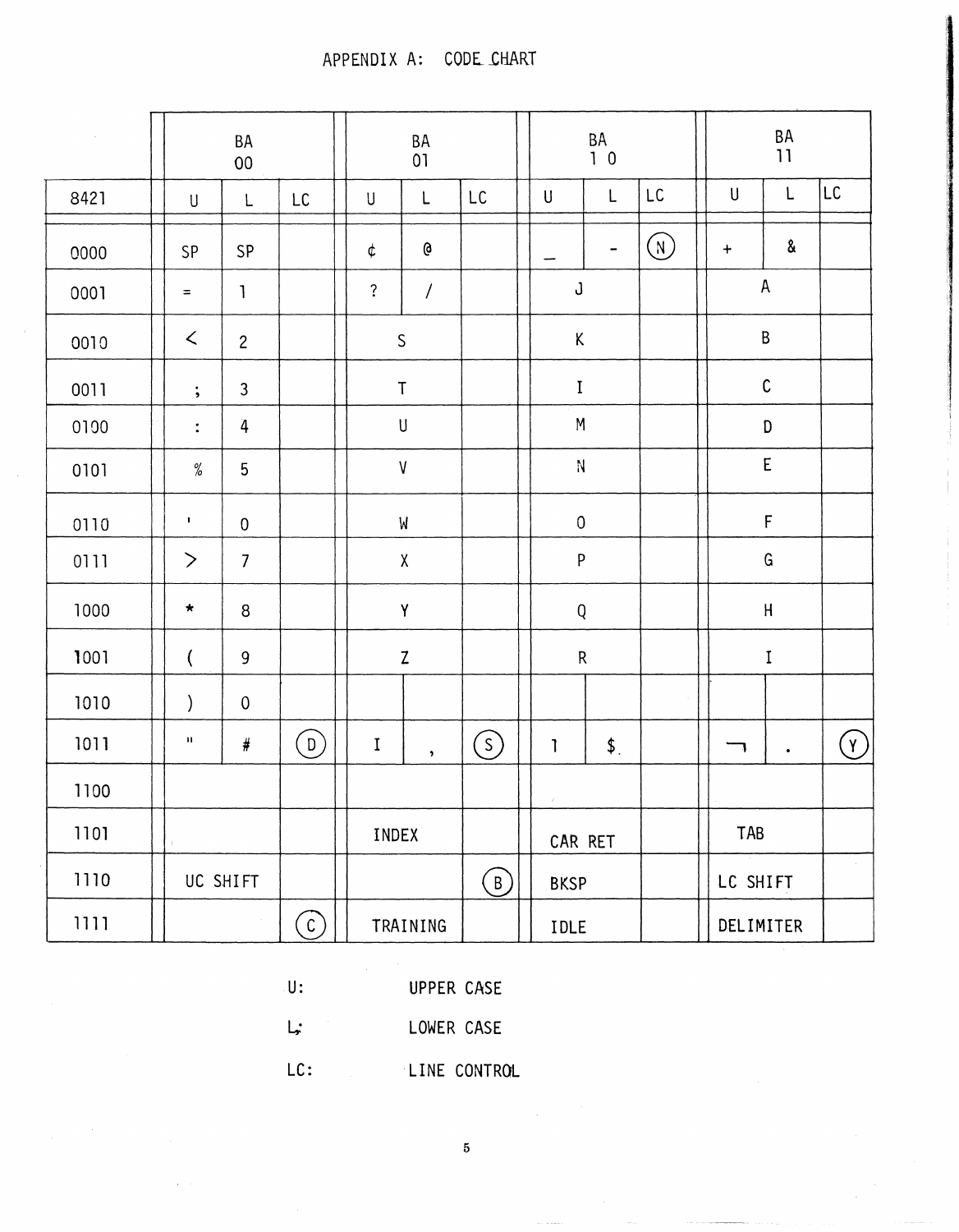# APPENDIX A: CODE CHART

| 8421 | BA 00 U | BA 00 L | BA 00 LC | BA 01 U | BA 01 L | BA 01 LC | BA 10 U | BA 10 L | BA 10 LC | BA 11 U | BA 11 L | BA 11 LC |
|---|---|---|---|---|---|---|---|---|---|---|---|---|
| 0000 | SP | SP | | ¢ | @ | | _ | - | (N) | + | & | |
| 0001 | = | 1 | | ? | / | | J | | | A | | |
| 0010 | < | 2 | | S | | | K | | | B | | |
| 0011 | ; | 3 | | T | | | I | | | C | | |
| 0100 | : | 4 | | U | | | M | | | D | | |
| 0101 | % | 5 | | V | | | N | | | E | | |
| 0110 | ' | 0 | | W | | | O | | | F | | |
| 0111 | > | 7 | | X | | | P | | | G | | |
| 1000 | * | 8 | | Y | | | Q | | | H | | |
| 1001 | ( | 9 | | Z | | | R | | | I | | |
| 1010 | ) | 0 | | | | | | | | | | |
| 1011 | " | # | (D) | I | , | (S) | 1 | $ | | ¬ | . | (Y) |
| 1100 | | | | | | | | | | | | |
| 1101 | | | | INDEX | | | CAR RET | | | TAB | | |
| 1110 | UC SHIFT | | | | | (B) | BKSP | | | LC SHIFT | | |
| 1111 | | | (C) | TRAINING | | | IDLE | | | DELIMITER | | |

U: UPPER CASE

L: LOWER CASE

LC: LINE CONTROL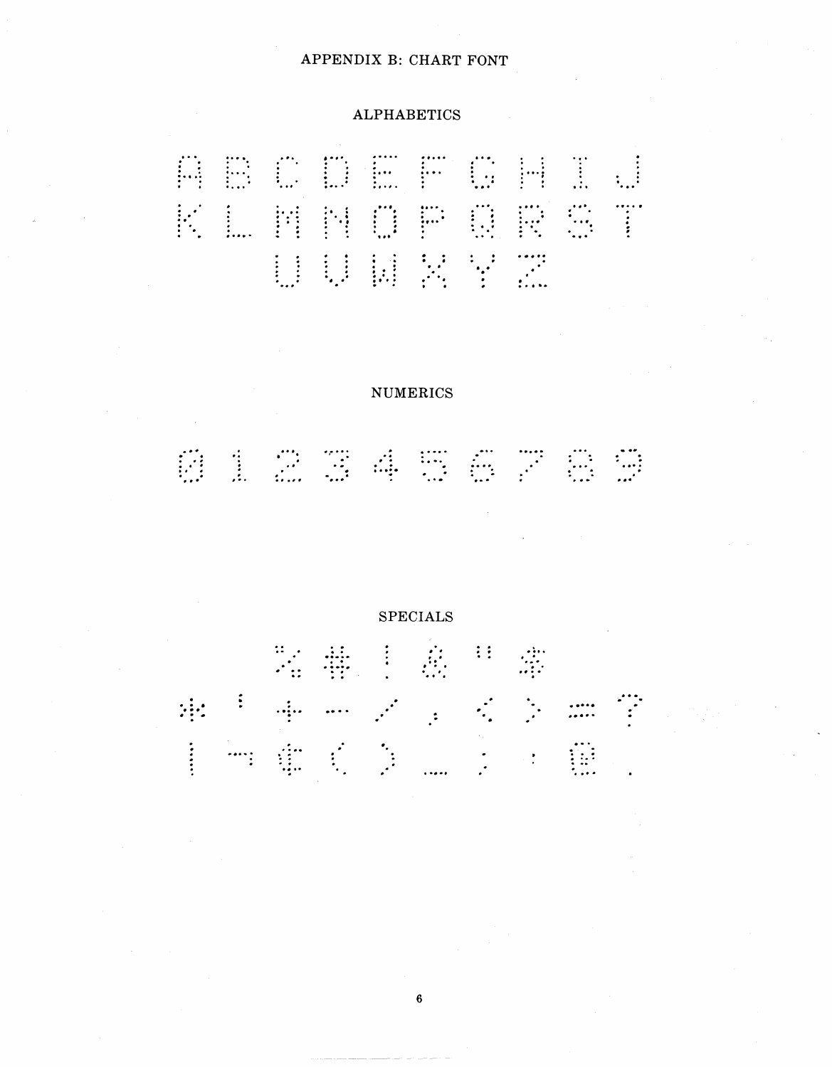# APPENDIX B: CHART FONT

## ALPHABETICS

A B C D E F G H I J

K L M N O P Q R S T

U V W X Y Z

## NUMERICS

0 1 2 3 4 5 6 7 8 9

## SPECIALS

% # ! & " $

* ' + - / , < > = ?

| ¬ ¢ ( ) _ ; : @ .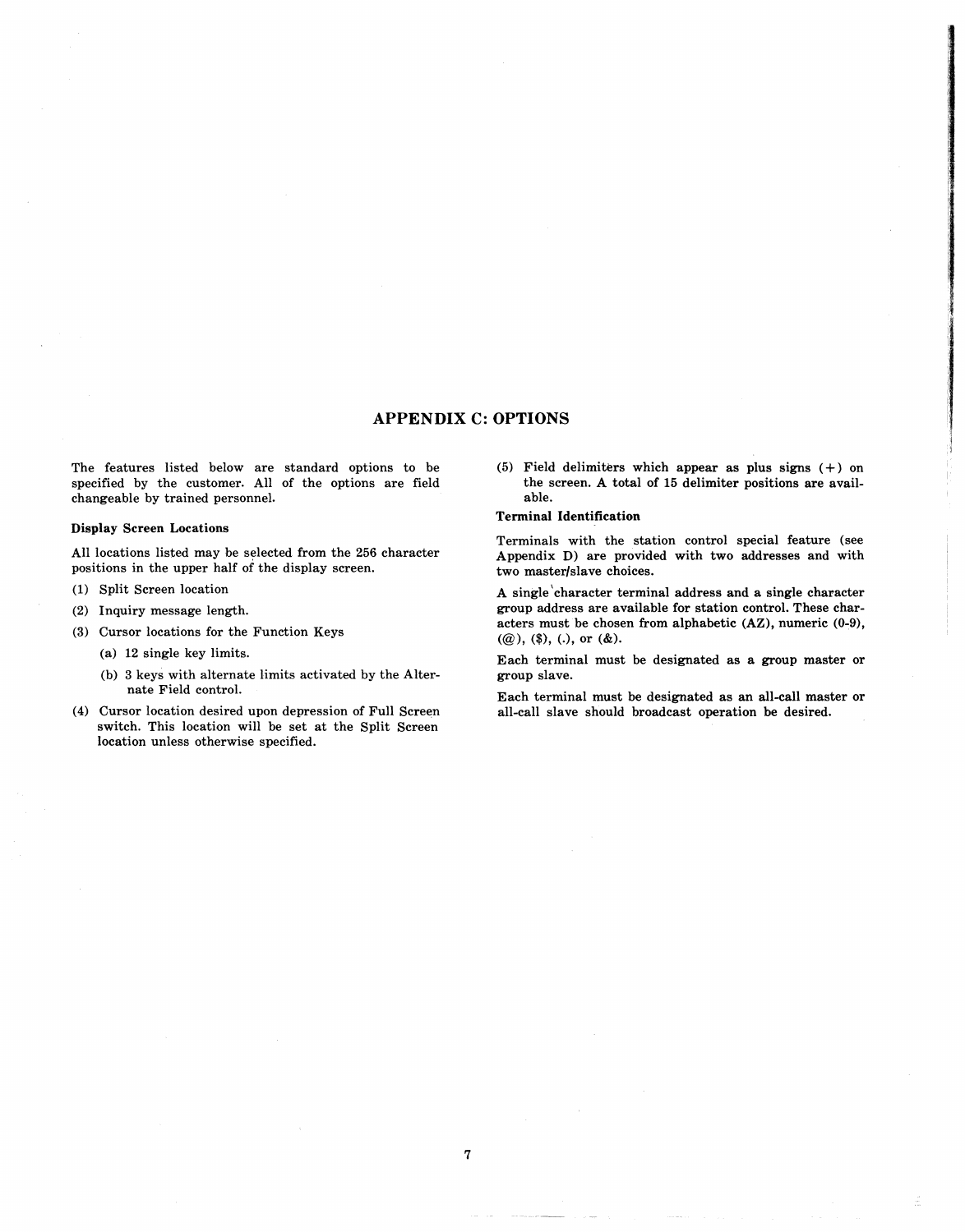# APPENDIX C: OPTIONS

The features listed below are standard options to be specified by the customer. All of the options are field changeable by trained personnel.

### Display Screen Locations

All locations listed may be selected from the 256 character positions in the upper half of the display screen.

(1) Split Screen location

(2) Inquiry message length.

(3) Cursor locations for the Function Keys

    (a) 12 single key limits.

    (b) 3 keys with alternate limits activated by the Alternate Field control.

(4) Cursor location desired upon depression of Full Screen switch. This location will be set at the Split Screen location unless otherwise specified.

(5) Field delimiters which appear as plus signs (+) on the screen. A total of 15 delimiter positions are available.

### Terminal Identification

Terminals with the station control special feature (see Appendix D) are provided with two addresses and with two master/slave choices.

A single character terminal address and a single character group address are available for station control. These characters must be chosen from alphabetic (AZ), numeric (0-9), (@), ($), (.), or (&).

Each terminal must be designated as a group master or group slave.

Each terminal must be designated as an all-call master or all-call slave should broadcast operation be desired.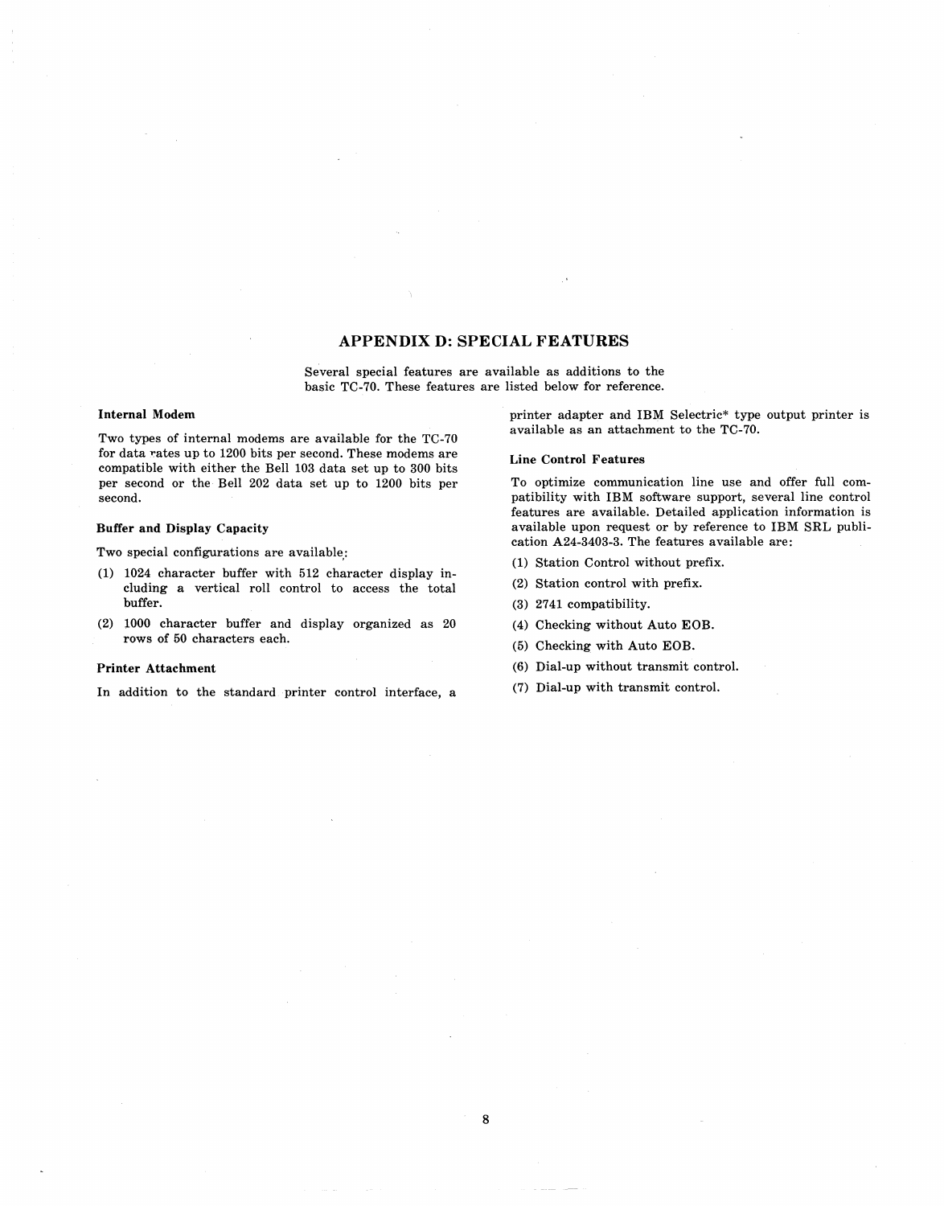# APPENDIX D: SPECIAL FEATURES

Several special features are available as additions to the basic TC-70. These features are listed below for reference.

### Internal Modem

Two types of internal modems are available for the TC-70 for data rates up to 1200 bits per second. These modems are compatible with either the Bell 103 data set up to 300 bits per second or the Bell 202 data set up to 1200 bits per second.

### Buffer and Display Capacity

Two special configurations are available:

(1) 1024 character buffer with 512 character display including a vertical roll control to access the total buffer.

(2) 1000 character buffer and display organized as 20 rows of 50 characters each.

### Printer Attachment

In addition to the standard printer control interface, a printer adapter and IBM Selectric* type output printer is available as an attachment to the TC-70.

### Line Control Features

To optimize communication line use and offer full compatibility with IBM software support, several line control features are available. Detailed application information is available upon request or by reference to IBM SRL publication A24-3403-3. The features available are:

(1) Station Control without prefix.

(2) Station control with prefix.

(3) 2741 compatibility.

(4) Checking without Auto EOB.

(5) Checking with Auto EOB.

(6) Dial-up without transmit control.

(7) Dial-up with transmit control.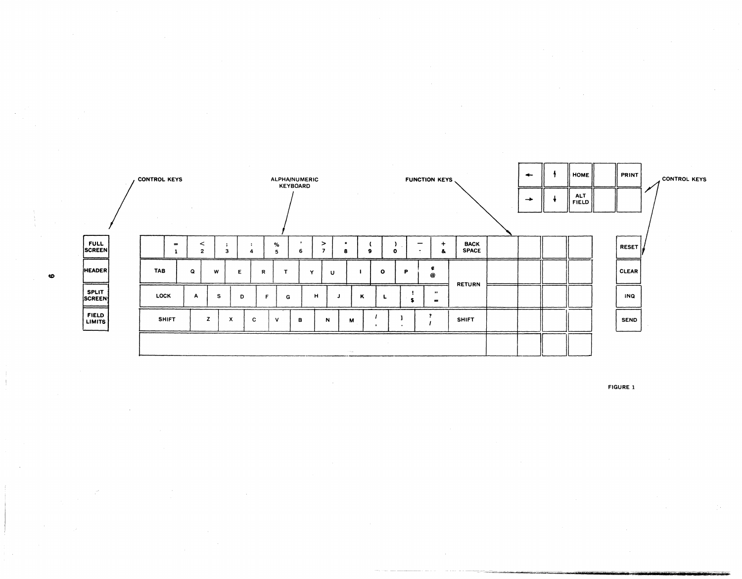CONTROL KEYS

ALPHA/NUMERIC KEYBOARD

FUNCTION KEYS

CONTROL KEYS

FIGURE 1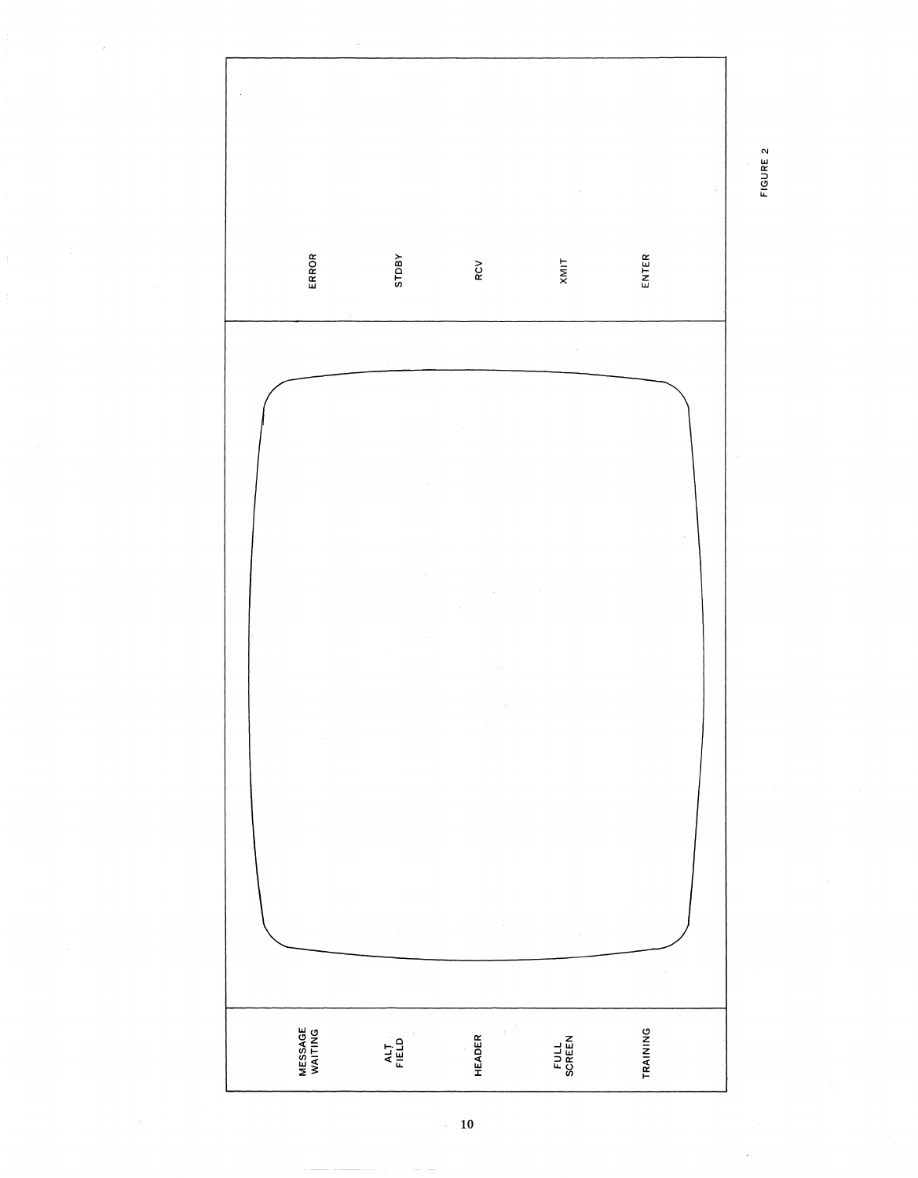ERROR

STDBY

RCV

XMIT

ENTER

MESSAGE WAITING

ALT FIELD

HEADER

FULL SCREEN

TRAINING

FIGURE 2